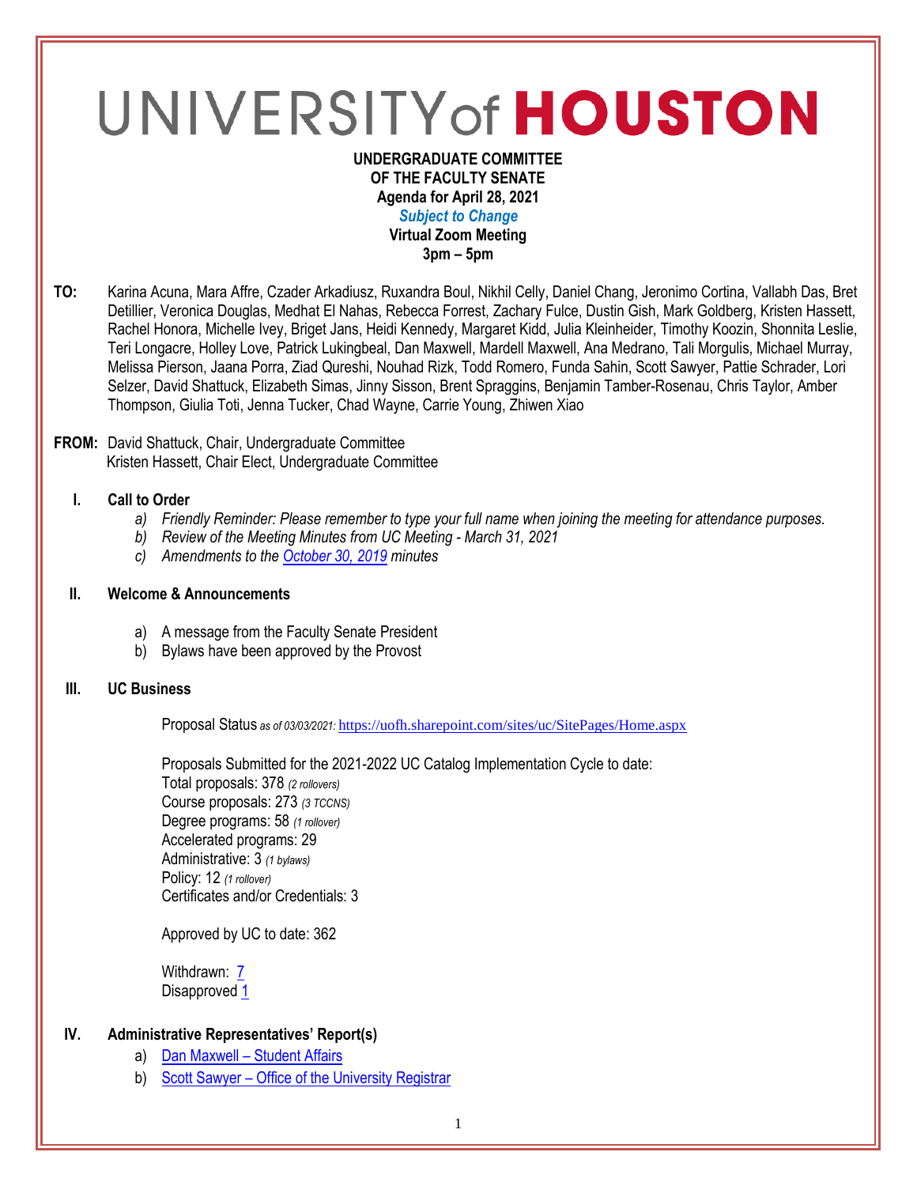# UNIVERSITY of HOUSTON

**UNDERGRADUATE COMMITTEE**
**OF THE FACULTY SENATE**
**Agenda for April 28, 2021**
***Subject to Change***
**Virtual Zoom Meeting**
**3pm – 5pm**

**TO:** Karina Acuna, Mara Affre, Czader Arkadiusz, Ruxandra Boul, Nikhil Celly, Daniel Chang, Jeronimo Cortina, Vallabh Das, Bret Detillier, Veronica Douglas, Medhat El Nahas, Rebecca Forrest, Zachary Fulce, Dustin Gish, Mark Goldberg, Kristen Hassett, Rachel Honora, Michelle Ivey, Briget Jans, Heidi Kennedy, Margaret Kidd, Julia Kleinheider, Timothy Koozin, Shonnita Leslie, Teri Longacre, Holley Love, Patrick Lukingbeal, Dan Maxwell, Mardell Maxwell, Ana Medrano, Tali Morgulis, Michael Murray, Melissa Pierson, Jaana Porra, Ziad Qureshi, Nouhad Rizk, Todd Romero, Funda Sahin, Scott Sawyer, Pattie Schrader, Lori Selzer, David Shattuck, Elizabeth Simas, Jinny Sisson, Brent Spraggins, Benjamin Tamber-Rosenau, Chris Taylor, Amber Thompson, Giulia Toti, Jenna Tucker, Chad Wayne, Carrie Young, Zhiwen Xiao

**FROM:** David Shattuck, Chair, Undergraduate Committee
Kristen Hassett, Chair Elect, Undergraduate Committee

## I. Call to Order

*a) Friendly Reminder: Please remember to type your full name when joining the meeting for attendance purposes.*
*b) Review of the Meeting Minutes from UC Meeting - March 31, 2021*
*c) Amendments to the October 30, 2019 minutes*

## II. Welcome & Announcements

a) A message from the Faculty Senate President
b) Bylaws have been approved by the Provost

## III. UC Business

Proposal Status *as of 03/03/2021:* https://uofh.sharepoint.com/sites/uc/SitePages/Home.aspx

Proposals Submitted for the 2021-2022 UC Catalog Implementation Cycle to date:
Total proposals: 378 *(2 rollovers)*
Course proposals: 273 *(3 TCCNS)*
Degree programs: 58 *(1 rollover)*
Accelerated programs: 29
Administrative: 3 *(1 bylaws)*
Policy: 12 *(1 rollover)*
Certificates and/or Credentials: 3

Approved by UC to date: 362

Withdrawn: 7
Disapproved 1

## IV. Administrative Representatives' Report(s)

a) Dan Maxwell – Student Affairs
b) Scott Sawyer – Office of the University Registrar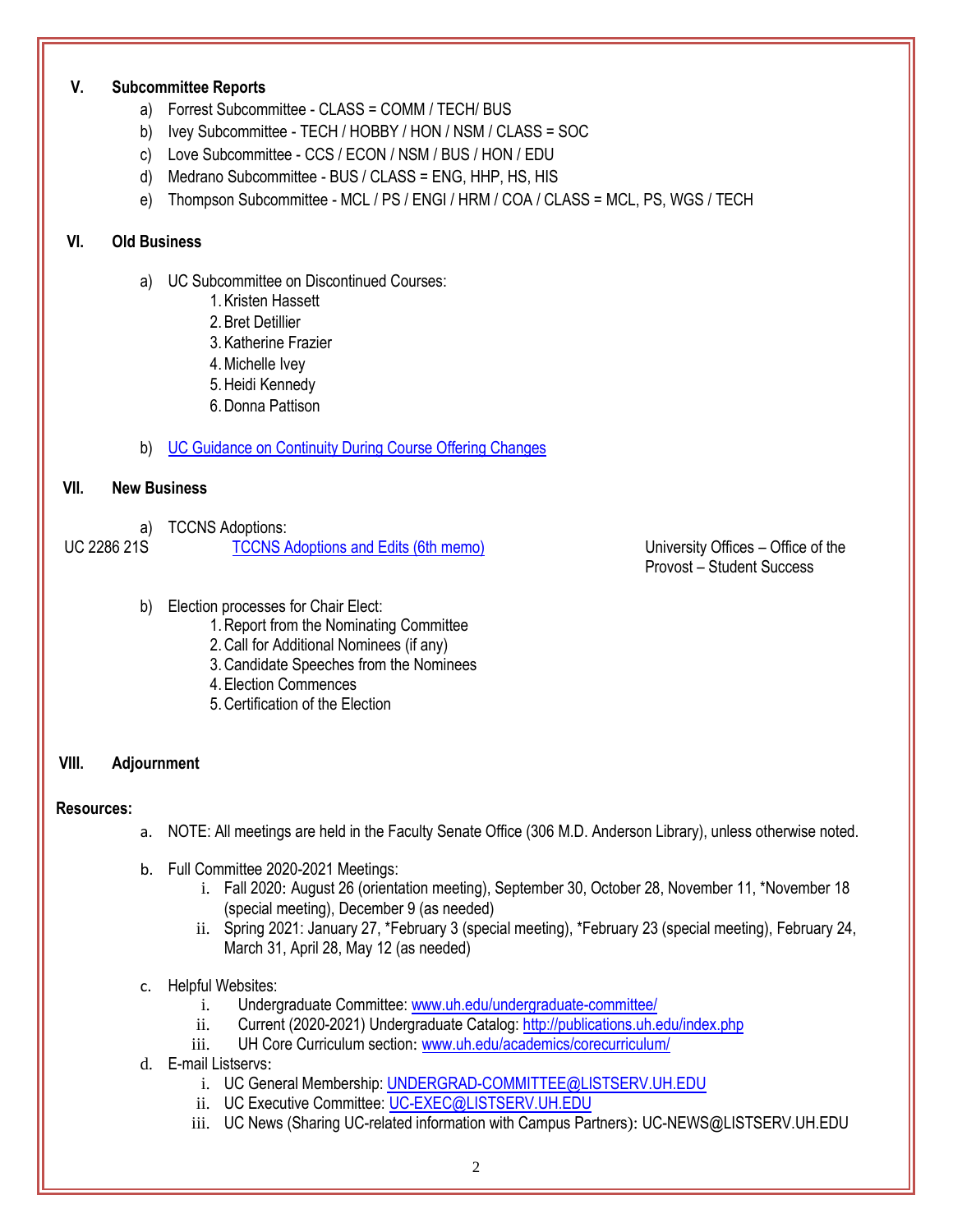## V. Subcommittee Reports

a) Forrest Subcommittee - CLASS = COMM / TECH/ BUS
b) Ivey Subcommittee - TECH / HOBBY / HON / NSM / CLASS = SOC
c) Love Subcommittee - CCS / ECON / NSM / BUS / HON / EDU
d) Medrano Subcommittee - BUS / CLASS = ENG, HHP, HS, HIS
e) Thompson Subcommittee - MCL / PS / ENGI / HRM / COA / CLASS = MCL, PS, WGS / TECH

## VI. Old Business

a) UC Subcommittee on Discontinued Courses:
   1. Kristen Hassett
   2. Bret Detillier
   3. Katherine Frazier
   4. Michelle Ivey
   5. Heidi Kennedy
   6. Donna Pattison

b) UC Guidance on Continuity During Course Offering Changes

## VII. New Business

a) TCCNS Adoptions:

| | | |
|---|---|---|
| UC 2286 21S | TCCNS Adoptions and Edits (6th memo) | University Offices – Office of the Provost – Student Success |

b) Election processes for Chair Elect:
   1. Report from the Nominating Committee
   2. Call for Additional Nominees (if any)
   3. Candidate Speeches from the Nominees
   4. Election Commences
   5. Certification of the Election

## VIII. Adjournment

**Resources:**

a. NOTE: All meetings are held in the Faculty Senate Office (306 M.D. Anderson Library), unless otherwise noted.

b. Full Committee 2020-2021 Meetings:
   i. Fall 2020: August 26 (orientation meeting), September 30, October 28, November 11, *November 18 (special meeting), December 9 (as needed)
   ii. Spring 2021: January 27, *February 3 (special meeting), *February 23 (special meeting), February 24, March 31, April 28, May 12 (as needed)

c. Helpful Websites:
   i. Undergraduate Committee: www.uh.edu/undergraduate-committee/
   ii. Current (2020-2021) Undergraduate Catalog: http://publications.uh.edu/index.php
   iii. UH Core Curriculum section: www.uh.edu/academics/corecurriculum/

d. E-mail Listservs:
   i. UC General Membership: UNDERGRAD-COMMITTEE@LISTSERV.UH.EDU
   ii. UC Executive Committee: UC-EXEC@LISTSERV.UH.EDU
   iii. UC News (Sharing UC-related information with Campus Partners): UC-NEWS@LISTSERV.UH.EDU